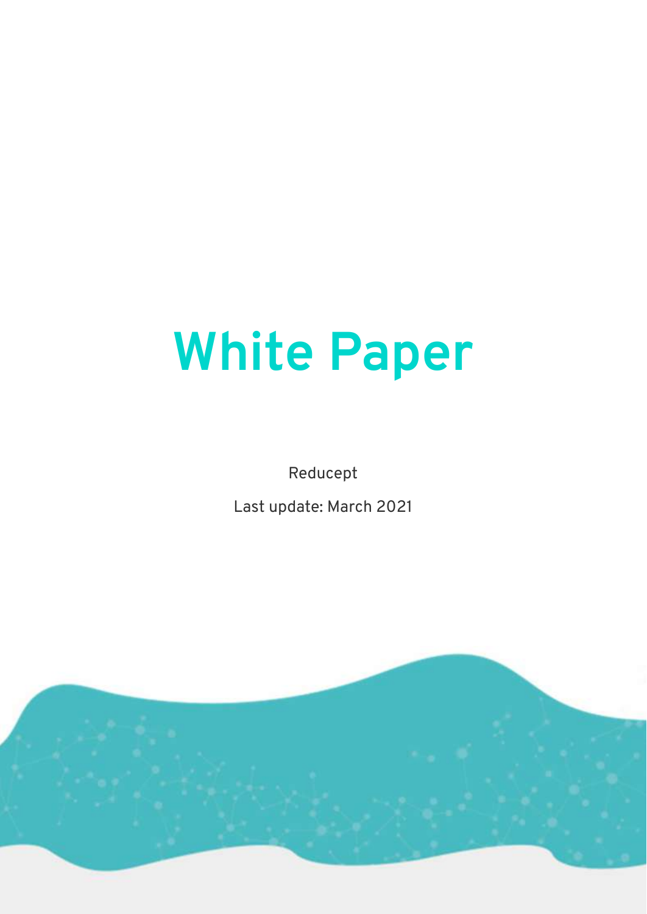# White Paper

Reducept

Last update: March 2021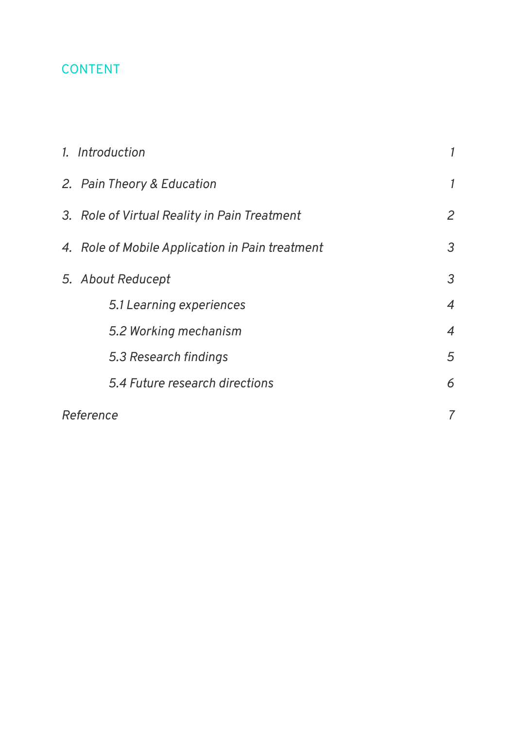## CONTENT

| | |
|---|---|
| *1. Introduction* | *1* |
| *2. Pain Theory & Education* | *1* |
| *3. Role of Virtual Reality in Pain Treatment* | *2* |
| *4. Role of Mobile Application in Pain treatment* | *3* |
| *5. About Reducept* | *3* |
| *5.1 Learning experiences* | *4* |
| *5.2 Working mechanism* | *4* |
| *5.3 Research findings* | *5* |
| *5.4 Future research directions* | *6* |
| *Reference* | *7* |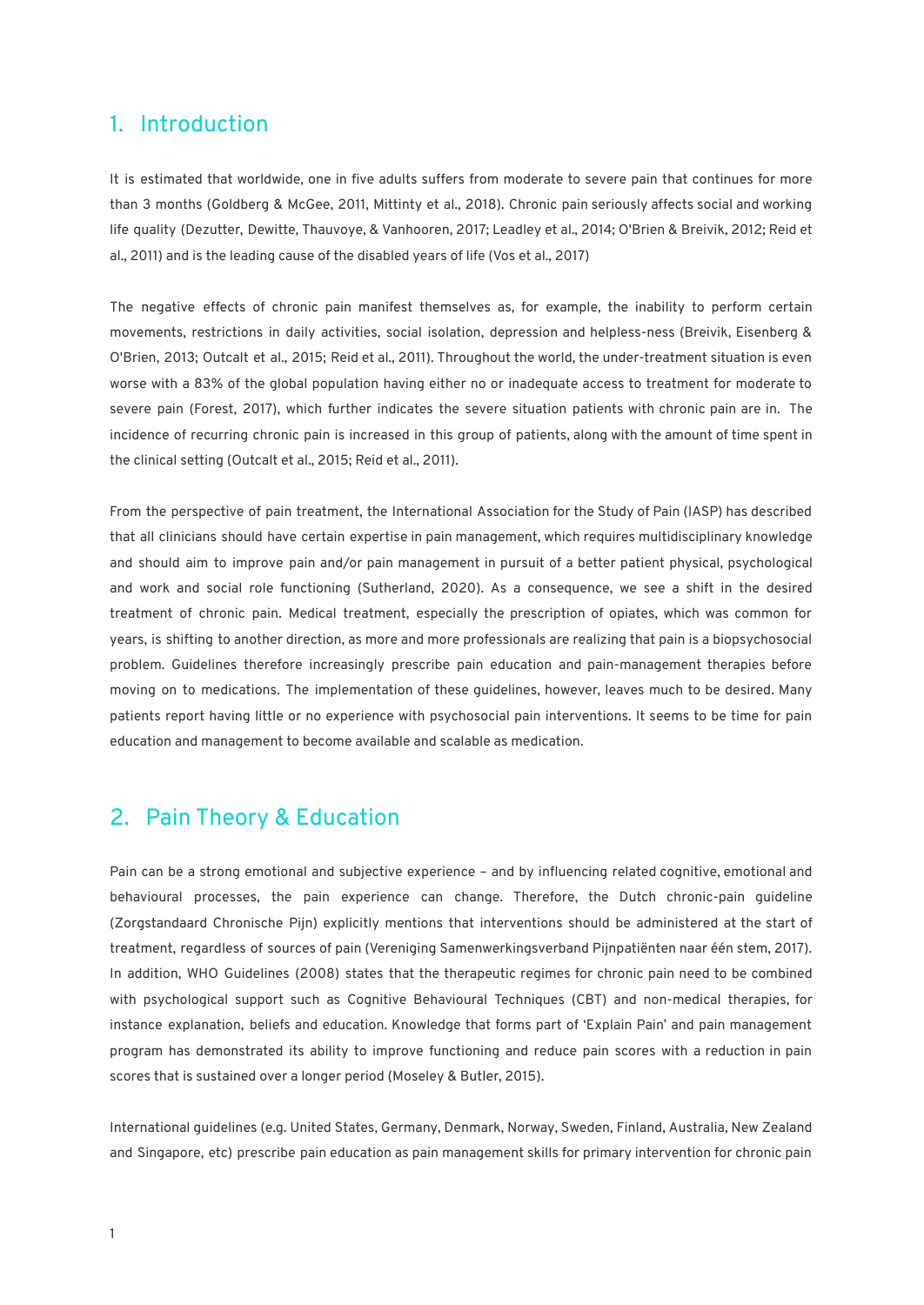## 1. Introduction

It is estimated that worldwide, one in five adults suffers from moderate to severe pain that continues for more than 3 months (Goldberg & McGee, 2011, Mittinty et al., 2018). Chronic pain seriously affects social and working life quality (Dezutter, Dewitte, Thauvoye, & Vanhooren, 2017; Leadley et al., 2014; O'Brien & Breivik, 2012; Reid et al., 2011) and is the leading cause of the disabled years of life (Vos et al., 2017)

The negative effects of chronic pain manifest themselves as, for example, the inability to perform certain movements, restrictions in daily activities, social isolation, depression and helpless-ness (Breivik, Eisenberg & O'Brien, 2013; Outcalt et al., 2015; Reid et al., 2011). Throughout the world, the under-treatment situation is even worse with a 83% of the global population having either no or inadequate access to treatment for moderate to severe pain (Forest, 2017), which further indicates the severe situation patients with chronic pain are in. The incidence of recurring chronic pain is increased in this group of patients, along with the amount of time spent in the clinical setting (Outcalt et al., 2015; Reid et al., 2011).

From the perspective of pain treatment, the International Association for the Study of Pain (IASP) has described that all clinicians should have certain expertise in pain management, which requires multidisciplinary knowledge and should aim to improve pain and/or pain management in pursuit of a better patient physical, psychological and work and social role functioning (Sutherland, 2020). As a consequence, we see a shift in the desired treatment of chronic pain. Medical treatment, especially the prescription of opiates, which was common for years, is shifting to another direction, as more and more professionals are realizing that pain is a biopsychosocial problem. Guidelines therefore increasingly prescribe pain education and pain-management therapies before moving on to medications. The implementation of these guidelines, however, leaves much to be desired. Many patients report having little or no experience with psychosocial pain interventions. It seems to be time for pain education and management to become available and scalable as medication.

## 2. Pain Theory & Education

Pain can be a strong emotional and subjective experience – and by influencing related cognitive, emotional and behavioural processes, the pain experience can change. Therefore, the Dutch chronic-pain guideline (Zorgstandaard Chronische Pijn) explicitly mentions that interventions should be administered at the start of treatment, regardless of sources of pain (Vereniging Samenwerkingsverband Pijnpatiënten naar één stem, 2017). In addition, WHO Guidelines (2008) states that the therapeutic regimes for chronic pain need to be combined with psychological support such as Cognitive Behavioural Techniques (CBT) and non-medical therapies, for instance explanation, beliefs and education. Knowledge that forms part of 'Explain Pain' and pain management program has demonstrated its ability to improve functioning and reduce pain scores with a reduction in pain scores that is sustained over a longer period (Moseley & Butler, 2015).

International guidelines (e.g. United States, Germany, Denmark, Norway, Sweden, Finland, Australia, New Zealand and Singapore, etc) prescribe pain education as pain management skills for primary intervention for chronic pain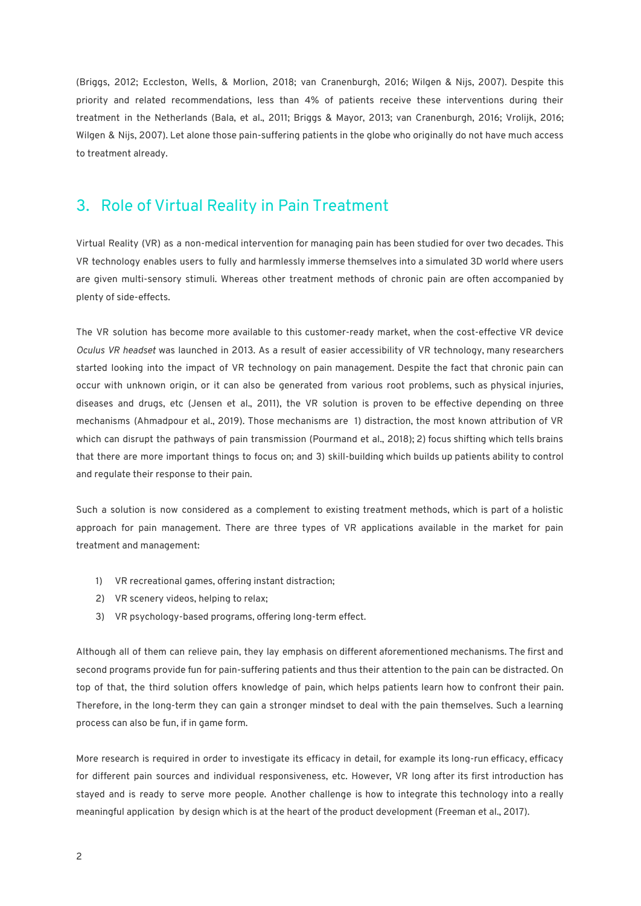(Briggs, 2012; Eccleston, Wells, & Morlion, 2018; van Cranenburgh, 2016; Wilgen & Nijs, 2007). Despite this priority and related recommendations, less than 4% of patients receive these interventions during their treatment in the Netherlands (Bala, et al., 2011; Briggs & Mayor, 2013; van Cranenburgh, 2016; Vrolijk, 2016; Wilgen & Nijs, 2007). Let alone those pain-suffering patients in the globe who originally do not have much access to treatment already.

## 3. Role of Virtual Reality in Pain Treatment

Virtual Reality (VR) as a non-medical intervention for managing pain has been studied for over two decades. This VR technology enables users to fully and harmlessly immerse themselves into a simulated 3D world where users are given multi-sensory stimuli. Whereas other treatment methods of chronic pain are often accompanied by plenty of side-effects.

The VR solution has become more available to this customer-ready market, when the cost-effective VR device *Oculus VR headset* was launched in 2013. As a result of easier accessibility of VR technology, many researchers started looking into the impact of VR technology on pain management. Despite the fact that chronic pain can occur with unknown origin, or it can also be generated from various root problems, such as physical injuries, diseases and drugs, etc (Jensen et al., 2011), the VR solution is proven to be effective depending on three mechanisms (Ahmadpour et al., 2019). Those mechanisms are 1) distraction, the most known attribution of VR which can disrupt the pathways of pain transmission (Pourmand et al., 2018); 2) focus shifting which tells brains that there are more important things to focus on; and 3) skill-building which builds up patients ability to control and regulate their response to their pain.

Such a solution is now considered as a complement to existing treatment methods, which is part of a holistic approach for pain management. There are three types of VR applications available in the market for pain treatment and management:

1) VR recreational games, offering instant distraction;
2) VR scenery videos, helping to relax;
3) VR psychology-based programs, offering long-term effect.

Although all of them can relieve pain, they lay emphasis on different aforementioned mechanisms. The first and second programs provide fun for pain-suffering patients and thus their attention to the pain can be distracted. On top of that, the third solution offers knowledge of pain, which helps patients learn how to confront their pain. Therefore, in the long-term they can gain a stronger mindset to deal with the pain themselves. Such a learning process can also be fun, if in game form.

More research is required in order to investigate its efficacy in detail, for example its long-run efficacy, efficacy for different pain sources and individual responsiveness, etc. However, VR long after its first introduction has stayed and is ready to serve more people. Another challenge is how to integrate this technology into a really meaningful application by design which is at the heart of the product development (Freeman et al., 2017).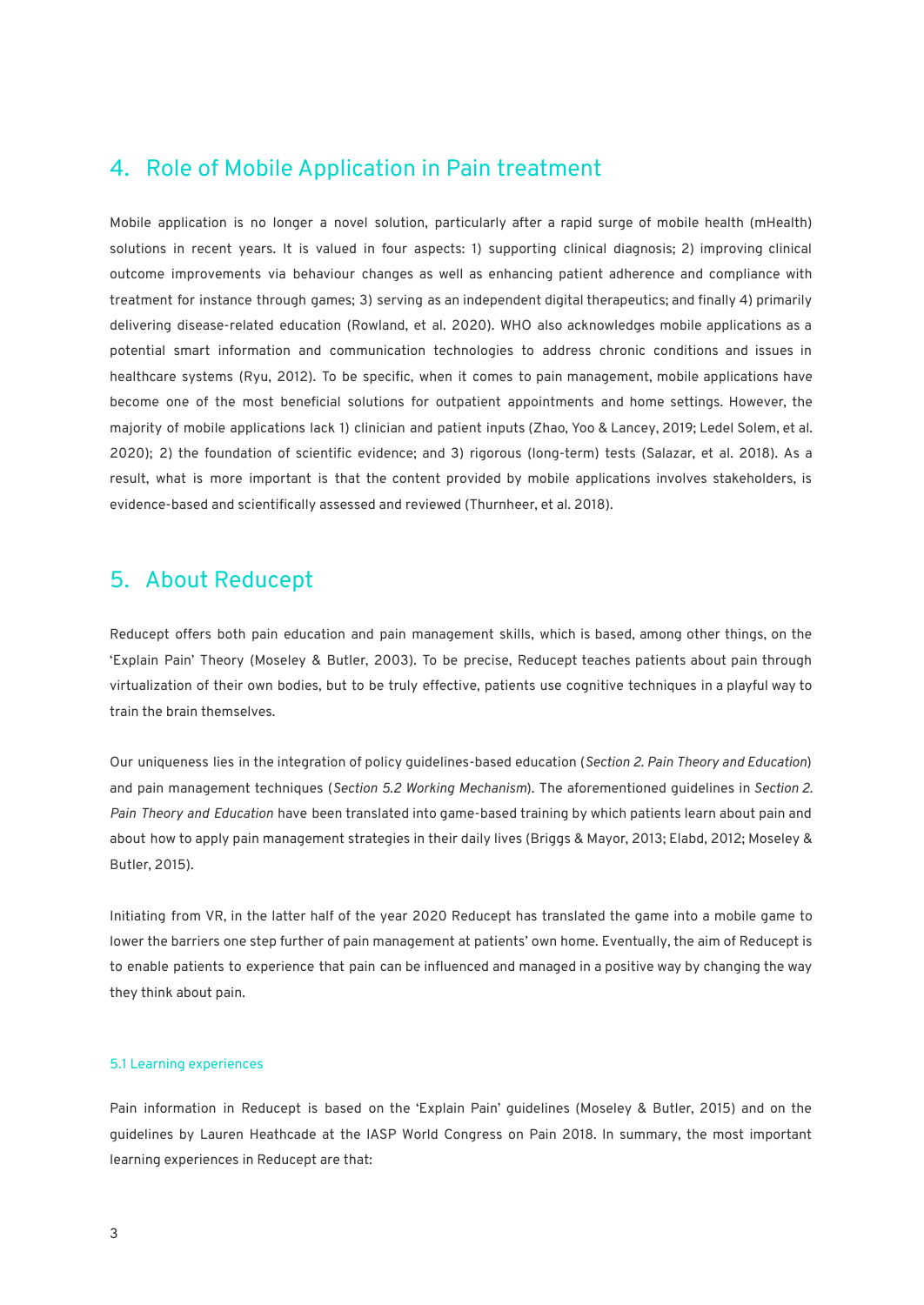## 4. Role of Mobile Application in Pain treatment

Mobile application is no longer a novel solution, particularly after a rapid surge of mobile health (mHealth) solutions in recent years. It is valued in four aspects: 1) supporting clinical diagnosis; 2) improving clinical outcome improvements via behaviour changes as well as enhancing patient adherence and compliance with treatment for instance through games; 3) serving as an independent digital therapeutics; and finally 4) primarily delivering disease-related education (Rowland, et al. 2020). WHO also acknowledges mobile applications as a potential smart information and communication technologies to address chronic conditions and issues in healthcare systems (Ryu, 2012). To be specific, when it comes to pain management, mobile applications have become one of the most beneficial solutions for outpatient appointments and home settings. However, the majority of mobile applications lack 1) clinician and patient inputs (Zhao, Yoo & Lancey, 2019; Ledel Solem, et al. 2020); 2) the foundation of scientific evidence; and 3) rigorous (long-term) tests (Salazar, et al. 2018). As a result, what is more important is that the content provided by mobile applications involves stakeholders, is evidence-based and scientifically assessed and reviewed (Thurnheer, et al. 2018).

## 5. About Reducept

Reducept offers both pain education and pain management skills, which is based, among other things, on the 'Explain Pain' Theory (Moseley & Butler, 2003). To be precise, Reducept teaches patients about pain through virtualization of their own bodies, but to be truly effective, patients use cognitive techniques in a playful way to train the brain themselves.

Our uniqueness lies in the integration of policy guidelines-based education (*Section 2. Pain Theory and Education*) and pain management techniques (*Section 5.2 Working Mechanism*). The aforementioned guidelines in *Section 2. Pain Theory and Education* have been translated into game-based training by which patients learn about pain and about how to apply pain management strategies in their daily lives (Briggs & Mayor, 2013; Elabd, 2012; Moseley & Butler, 2015).

Initiating from VR, in the latter half of the year 2020 Reducept has translated the game into a mobile game to lower the barriers one step further of pain management at patients' own home. Eventually, the aim of Reducept is to enable patients to experience that pain can be influenced and managed in a positive way by changing the way they think about pain.

### 5.1 Learning experiences

Pain information in Reducept is based on the 'Explain Pain' guidelines (Moseley & Butler, 2015) and on the guidelines by Lauren Heathcade at the IASP World Congress on Pain 2018. In summary, the most important learning experiences in Reducept are that: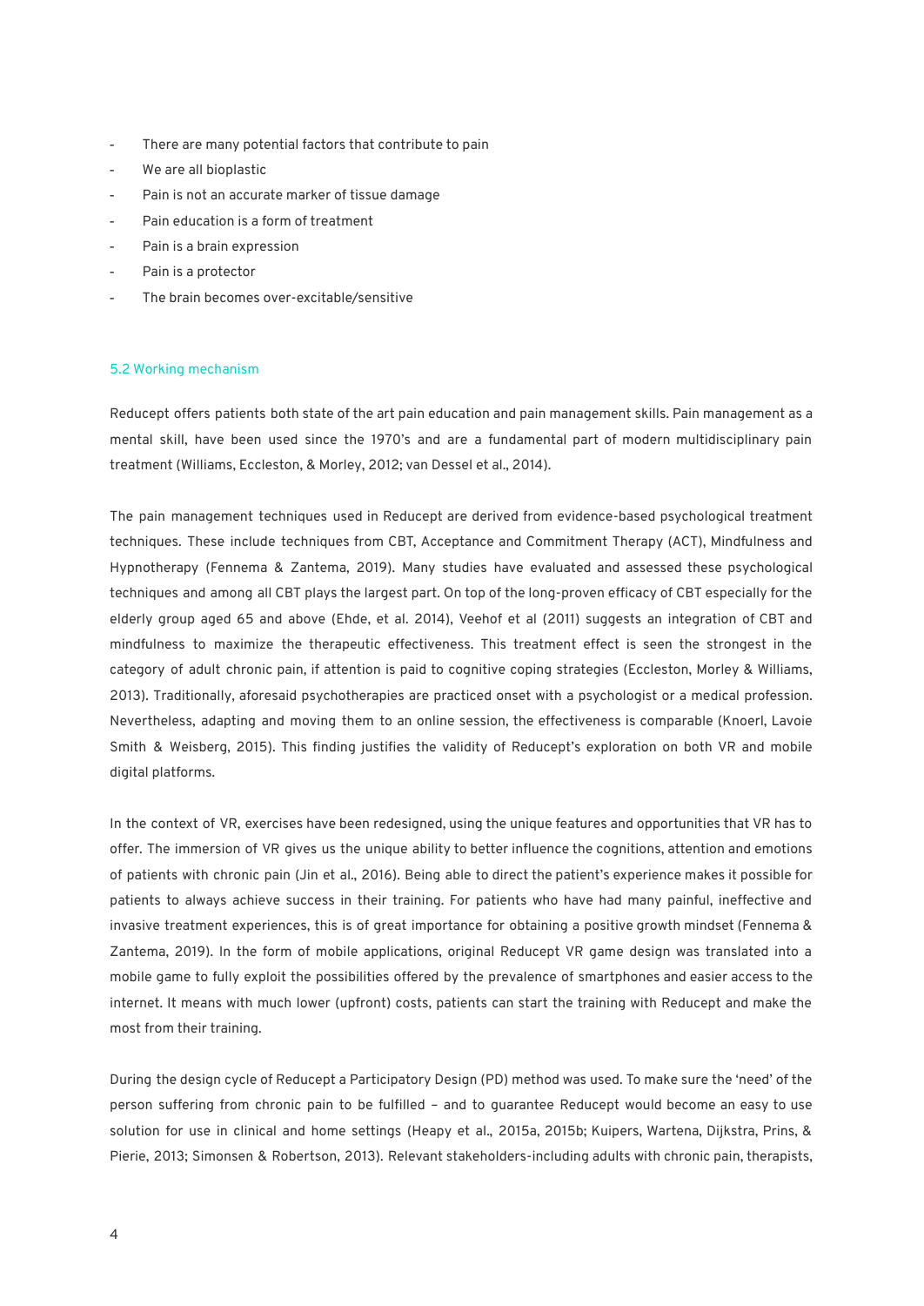- There are many potential factors that contribute to pain
- We are all bioplastic
- Pain is not an accurate marker of tissue damage
- Pain education is a form of treatment
- Pain is a brain expression
- Pain is a protector
- The brain becomes over-excitable/sensitive

### 5.2 Working mechanism

Reducept offers patients both state of the art pain education and pain management skills. Pain management as a mental skill, have been used since the 1970's and are a fundamental part of modern multidisciplinary pain treatment (Williams, Eccleston, & Morley, 2012; van Dessel et al., 2014).

The pain management techniques used in Reducept are derived from evidence-based psychological treatment techniques. These include techniques from CBT, Acceptance and Commitment Therapy (ACT), Mindfulness and Hypnotherapy (Fennema & Zantema, 2019). Many studies have evaluated and assessed these psychological techniques and among all CBT plays the largest part. On top of the long-proven efficacy of CBT especially for the elderly group aged 65 and above (Ehde, et al. 2014), Veehof et al (2011) suggests an integration of CBT and mindfulness to maximize the therapeutic effectiveness. This treatment effect is seen the strongest in the category of adult chronic pain, if attention is paid to cognitive coping strategies (Eccleston, Morley & Williams, 2013). Traditionally, aforesaid psychotherapies are practiced onset with a psychologist or a medical profession. Nevertheless, adapting and moving them to an online session, the effectiveness is comparable (Knoerl, Lavoie Smith & Weisberg, 2015). This finding justifies the validity of Reducept's exploration on both VR and mobile digital platforms.

In the context of VR, exercises have been redesigned, using the unique features and opportunities that VR has to offer. The immersion of VR gives us the unique ability to better influence the cognitions, attention and emotions of patients with chronic pain (Jin et al., 2016). Being able to direct the patient's experience makes it possible for patients to always achieve success in their training. For patients who have had many painful, ineffective and invasive treatment experiences, this is of great importance for obtaining a positive growth mindset (Fennema & Zantema, 2019). In the form of mobile applications, original Reducept VR game design was translated into a mobile game to fully exploit the possibilities offered by the prevalence of smartphones and easier access to the internet. It means with much lower (upfront) costs, patients can start the training with Reducept and make the most from their training.

During the design cycle of Reducept a Participatory Design (PD) method was used. To make sure the 'need' of the person suffering from chronic pain to be fulfilled – and to guarantee Reducept would become an easy to use solution for use in clinical and home settings (Heapy et al., 2015a, 2015b; Kuipers, Wartena, Dijkstra, Prins, & Pierie, 2013; Simonsen & Robertson, 2013). Relevant stakeholders-including adults with chronic pain, therapists,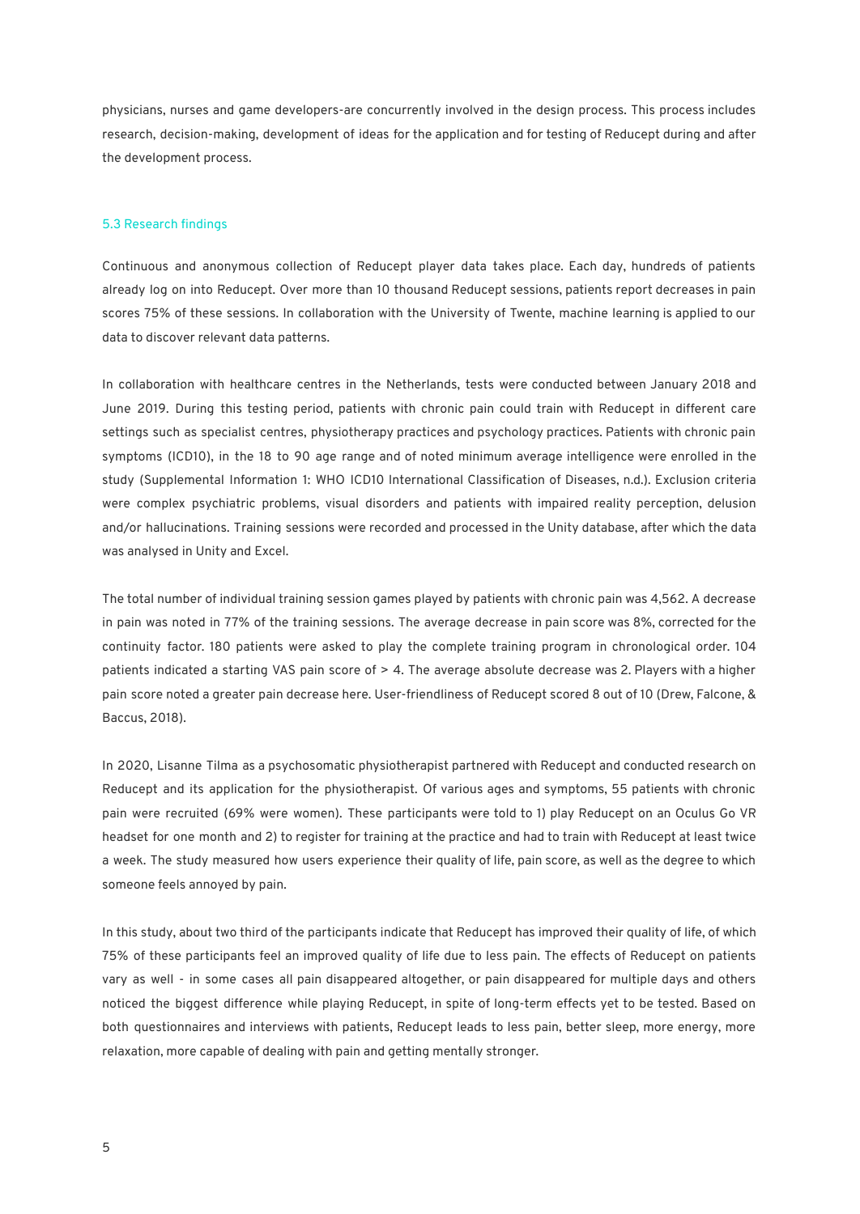physicians, nurses and game developers-are concurrently involved in the design process. This process includes research, decision-making, development of ideas for the application and for testing of Reducept during and after the development process.

### 5.3 Research findings

Continuous and anonymous collection of Reducept player data takes place. Each day, hundreds of patients already log on into Reducept. Over more than 10 thousand Reducept sessions, patients report decreases in pain scores 75% of these sessions. In collaboration with the University of Twente, machine learning is applied to our data to discover relevant data patterns.

In collaboration with healthcare centres in the Netherlands, tests were conducted between January 2018 and June 2019. During this testing period, patients with chronic pain could train with Reducept in different care settings such as specialist centres, physiotherapy practices and psychology practices. Patients with chronic pain symptoms (ICD10), in the 18 to 90 age range and of noted minimum average intelligence were enrolled in the study (Supplemental Information 1: WHO ICD10 International Classification of Diseases, n.d.). Exclusion criteria were complex psychiatric problems, visual disorders and patients with impaired reality perception, delusion and/or hallucinations. Training sessions were recorded and processed in the Unity database, after which the data was analysed in Unity and Excel.

The total number of individual training session games played by patients with chronic pain was 4,562. A decrease in pain was noted in 77% of the training sessions. The average decrease in pain score was 8%, corrected for the continuity factor. 180 patients were asked to play the complete training program in chronological order. 104 patients indicated a starting VAS pain score of > 4. The average absolute decrease was 2. Players with a higher pain score noted a greater pain decrease here. User-friendliness of Reducept scored 8 out of 10 (Drew, Falcone, & Baccus, 2018).

In 2020, Lisanne Tilma as a psychosomatic physiotherapist partnered with Reducept and conducted research on Reducept and its application for the physiotherapist. Of various ages and symptoms, 55 patients with chronic pain were recruited (69% were women). These participants were told to 1) play Reducept on an Oculus Go VR headset for one month and 2) to register for training at the practice and had to train with Reducept at least twice a week. The study measured how users experience their quality of life, pain score, as well as the degree to which someone feels annoyed by pain.

In this study, about two third of the participants indicate that Reducept has improved their quality of life, of which 75% of these participants feel an improved quality of life due to less pain. The effects of Reducept on patients vary as well - in some cases all pain disappeared altogether, or pain disappeared for multiple days and others noticed the biggest difference while playing Reducept, in spite of long-term effects yet to be tested. Based on both questionnaires and interviews with patients, Reducept leads to less pain, better sleep, more energy, more relaxation, more capable of dealing with pain and getting mentally stronger.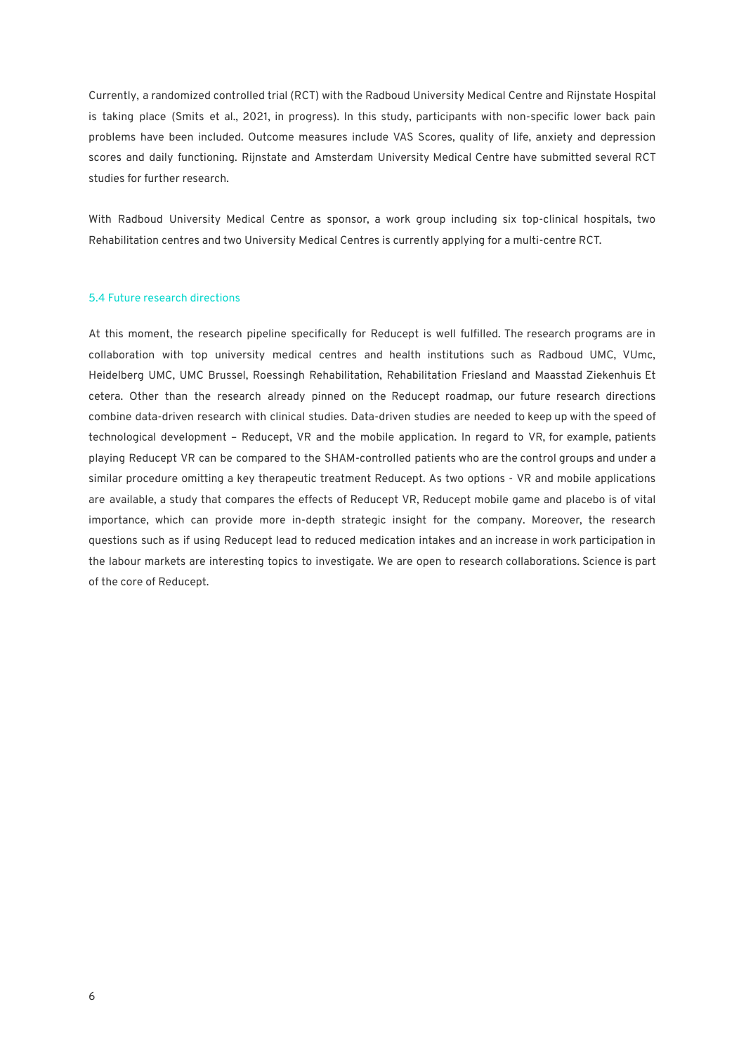Currently, a randomized controlled trial (RCT) with the Radboud University Medical Centre and Rijnstate Hospital is taking place (Smits et al., 2021, in progress). In this study, participants with non-specific lower back pain problems have been included. Outcome measures include VAS Scores, quality of life, anxiety and depression scores and daily functioning. Rijnstate and Amsterdam University Medical Centre have submitted several RCT studies for further research.

With Radboud University Medical Centre as sponsor, a work group including six top-clinical hospitals, two Rehabilitation centres and two University Medical Centres is currently applying for a multi-centre RCT.

### 5.4 Future research directions

At this moment, the research pipeline specifically for Reducept is well fulfilled. The research programs are in collaboration with top university medical centres and health institutions such as Radboud UMC, VUmc, Heidelberg UMC, UMC Brussel, Roessingh Rehabilitation, Rehabilitation Friesland and Maasstad Ziekenhuis Et cetera. Other than the research already pinned on the Reducept roadmap, our future research directions combine data-driven research with clinical studies. Data-driven studies are needed to keep up with the speed of technological development – Reducept, VR and the mobile application. In regard to VR, for example, patients playing Reducept VR can be compared to the SHAM-controlled patients who are the control groups and under a similar procedure omitting a key therapeutic treatment Reducept. As two options - VR and mobile applications are available, a study that compares the effects of Reducept VR, Reducept mobile game and placebo is of vital importance, which can provide more in-depth strategic insight for the company. Moreover, the research questions such as if using Reducept lead to reduced medication intakes and an increase in work participation in the labour markets are interesting topics to investigate. We are open to research collaborations. Science is part of the core of Reducept.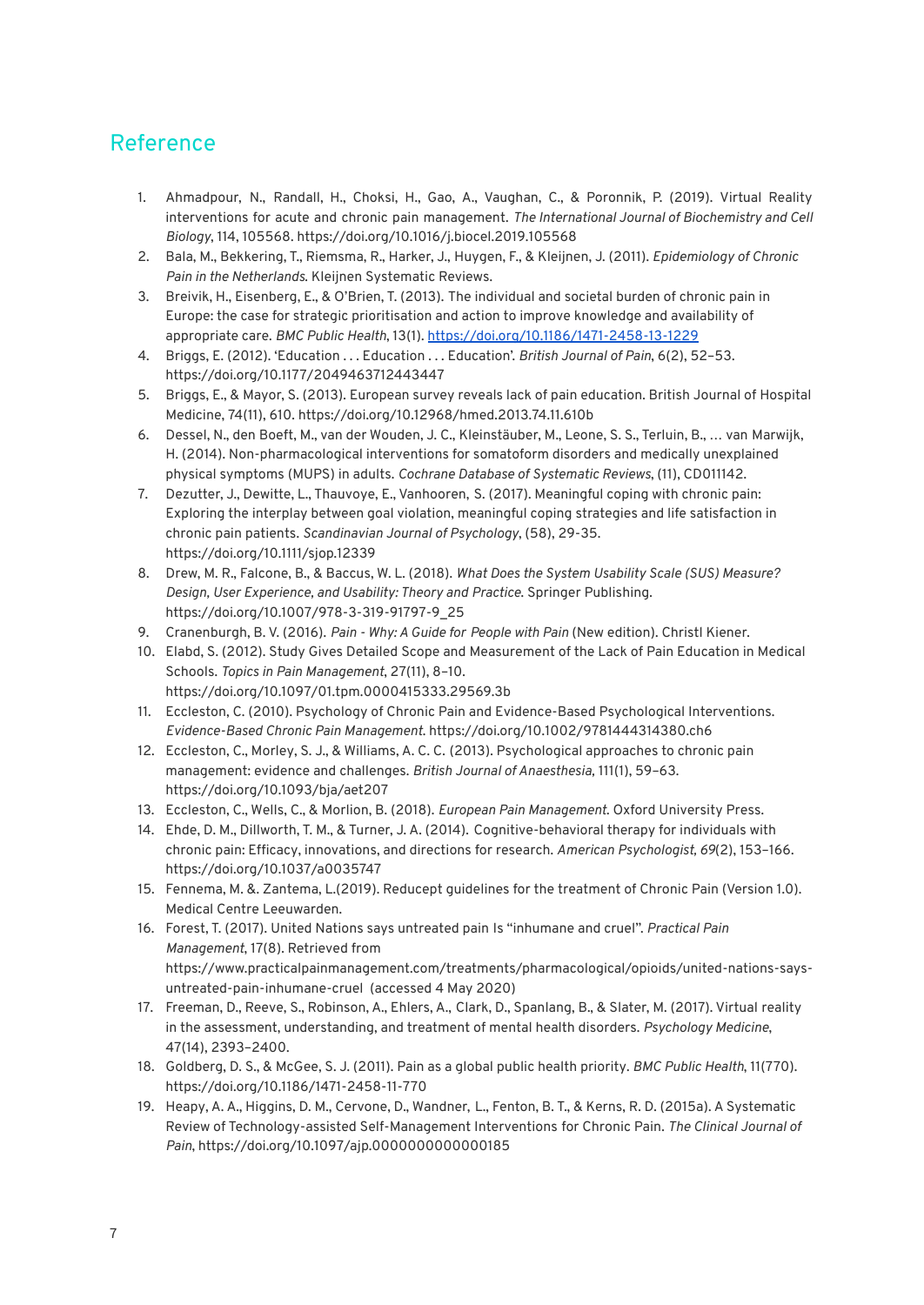# Reference

1. Ahmadpour, N., Randall, H., Choksi, H., Gao, A., Vaughan, C., & Poronnik, P. (2019). Virtual Reality interventions for acute and chronic pain management. *The International Journal of Biochemistry and Cell Biology*, 114, 105568. https://doi.org/10.1016/j.biocel.2019.105568
2. Bala, M., Bekkering, T., Riemsma, R., Harker, J., Huygen, F., & Kleijnen, J. (2011). *Epidemiology of Chronic Pain in the Netherlands.* Kleijnen Systematic Reviews.
3. Breivik, H., Eisenberg, E., & O'Brien, T. (2013). The individual and societal burden of chronic pain in Europe: the case for strategic prioritisation and action to improve knowledge and availability of appropriate care. *BMC Public Health*, 13(1). https://doi.org/10.1186/1471-2458-13-1229
4. Briggs, E. (2012). 'Education . . . Education . . . Education'. *British Journal of Pain*, 6(2), 52–53. https://doi.org/10.1177/2049463712443447
5. Briggs, E., & Mayor, S. (2013). European survey reveals lack of pain education. British Journal of Hospital Medicine, 74(11), 610. https://doi.org/10.12968/hmed.2013.74.11.610b
6. Dessel, N., den Boeft, M., van der Wouden, J. C., Kleinstäuber, M., Leone, S. S., Terluin, B., … van Marwijk, H. (2014). Non-pharmacological interventions for somatoform disorders and medically unexplained physical symptoms (MUPS) in adults. *Cochrane Database of Systematic Reviews*, (11), CD011142.
7. Dezutter, J., Dewitte, L., Thauvoye, E., Vanhooren, S. (2017). Meaningful coping with chronic pain: Exploring the interplay between goal violation, meaningful coping strategies and life satisfaction in chronic pain patients. *Scandinavian Journal of Psychology*, (58), 29-35. https://doi.org/10.1111/sjop.12339
8. Drew, M. R., Falcone, B., & Baccus, W. L. (2018). *What Does the System Usability Scale (SUS) Measure? Design, User Experience, and Usability: Theory and Practice*. Springer Publishing. https://doi.org/10.1007/978-3-319-91797-9_25
9. Cranenburgh, B. V. (2016). *Pain - Why: A Guide for People with Pain* (New edition). Christl Kiener.
10. Elabd, S. (2012). Study Gives Detailed Scope and Measurement of the Lack of Pain Education in Medical Schools. *Topics in Pain Management*, 27(11), 8–10. https://doi.org/10.1097/01.tpm.0000415333.29569.3b
11. Eccleston, C. (2010). Psychology of Chronic Pain and Evidence-Based Psychological Interventions. *Evidence-Based Chronic Pain Management*. https://doi.org/10.1002/9781444314380.ch6
12. Eccleston, C., Morley, S. J., & Williams, A. C. C. (2013). Psychological approaches to chronic pain management: evidence and challenges. *British Journal of Anaesthesia*, 111(1), 59–63. https://doi.org/10.1093/bja/aet207
13. Eccleston, C., Wells, C., & Morlion, B. (2018). *European Pain Management*. Oxford University Press.
14. Ehde, D. M., Dillworth, T. M., & Turner, J. A. (2014). Cognitive-behavioral therapy for individuals with chronic pain: Efficacy, innovations, and directions for research. *American Psychologist, 69*(2), 153–166. https://doi.org/10.1037/a0035747
15. Fennema, M. &. Zantema, L.(2019). Reducept guidelines for the treatment of Chronic Pain (Version 1.0). Medical Centre Leeuwarden.
16. Forest, T. (2017). United Nations says untreated pain Is "inhumane and cruel". *Practical Pain Management*, 17(8). Retrieved from https://www.practicalpainmanagement.com/treatments/pharmacological/opioids/united-nations-says-untreated-pain-inhumane-cruel (accessed 4 May 2020)
17. Freeman, D., Reeve, S., Robinson, A., Ehlers, A., Clark, D., Spanlang, B., & Slater, M. (2017). Virtual reality in the assessment, understanding, and treatment of mental health disorders. *Psychology Medicine*, 47(14), 2393–2400.
18. Goldberg, D. S., & McGee, S. J. (2011). Pain as a global public health priority. *BMC Public Health*, 11(770). https://doi.org/10.1186/1471-2458-11-770
19. Heapy, A. A., Higgins, D. M., Cervone, D., Wandner, L., Fenton, B. T., & Kerns, R. D. (2015a). A Systematic Review of Technology-assisted Self-Management Interventions for Chronic Pain. *The Clinical Journal of Pain*, https://doi.org/10.1097/ajp.0000000000000185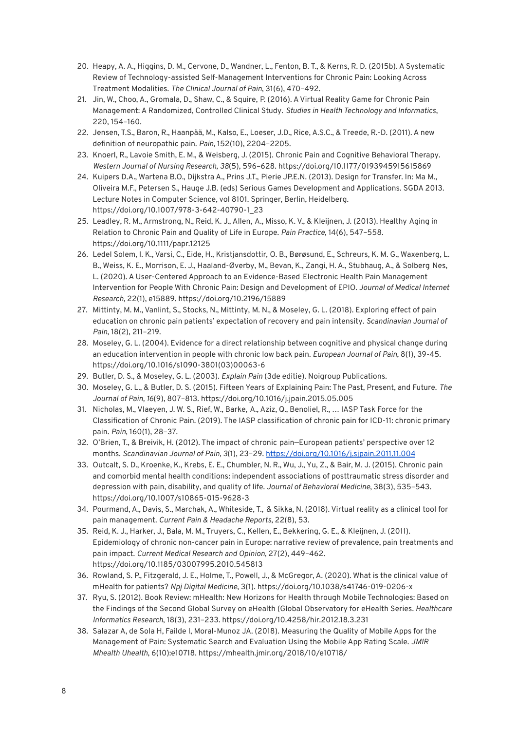20. Heapy, A. A., Higgins, D. M., Cervone, D., Wandner, L., Fenton, B. T., & Kerns, R. D. (2015b). A Systematic Review of Technology-assisted Self-Management Interventions for Chronic Pain: Looking Across Treatment Modalities. *The Clinical Journal of Pain*, 31(6), 470–492.
21. Jin, W., Choo, A., Gromala, D., Shaw, C., & Squire, P. (2016). A Virtual Reality Game for Chronic Pain Management: A Randomized, Controlled Clinical Study. *Studies in Health Technology and Informatics*, 220, 154–160.
22. Jensen, T.S., Baron, R., Haanpää, M., Kalso, E., Loeser, J.D., Rice, A.S.C., & Treede, R.-D. (2011). A new definition of neuropathic pain. *Pain*, 152(10), 2204–2205.
23. Knoerl, R., Lavoie Smith, E. M., & Weisberg, J. (2015). Chronic Pain and Cognitive Behavioral Therapy. *Western Journal of Nursing Research, 38*(5), 596–628. https://doi.org/10.1177/0193945915615869
24. Kuipers D.A., Wartena B.O., Dijkstra A., Prins J.T., Pierie JP.E.N. (2013). Design for Transfer. In: Ma M., Oliveira M.F., Petersen S., Hauge J.B. (eds) Serious Games Development and Applications. SGDA 2013. Lecture Notes in Computer Science, vol 8101. Springer, Berlin, Heidelberg. https://doi.org/10.1007/978-3-642-40790-1_23
25. Leadley, R. M., Armstrong, N., Reid, K. J., Allen, A., Misso, K. V., & Kleijnen, J. (2013). Healthy Aging in Relation to Chronic Pain and Quality of Life in Europe. *Pain Practice*, 14(6), 547–558. https://doi.org/10.1111/papr.12125
26. Ledel Solem, I. K., Varsi, C., Eide, H., Kristjansdottir, O. B., Børøsund, E., Schreurs, K. M. G., Waxenberg, L. B., Weiss, K. E., Morrison, E. J., Haaland-Øverby, M., Bevan, K., Zangi, H. A., Stubhaug, A., & Solberg Nes, L. (2020). A User-Centered Approach to an Evidence-Based Electronic Health Pain Management Intervention for People With Chronic Pain: Design and Development of EPIO. *Journal of Medical Internet Research*, 22(1), e15889. https://doi.org/10.2196/15889
27. Mittinty, M. M., Vanlint, S., Stocks, N., Mittinty, M. N., & Moseley, G. L. (2018). Exploring effect of pain education on chronic pain patients' expectation of recovery and pain intensity. *Scandinavian Journal of Pain*, 18(2), 211–219.
28. Moseley, G. L. (2004). Evidence for a direct relationship between cognitive and physical change during an education intervention in people with chronic low back pain. *European Journal of Pain*, 8(1), 39-45. https://doi.org/10.1016/s1090-3801(03)00063-6
29. Butler, D. S., & Moseley, G. L. (2003). *Explain Pain* (3de editie). Noigroup Publications.
30. Moseley, G. L., & Butler, D. S. (2015). Fifteen Years of Explaining Pain: The Past, Present, and Future. *The Journal of Pain, 16*(9), 807–813. https://doi.org/10.1016/j.jpain.2015.05.005
31. Nicholas, M., Vlaeyen, J. W. S., Rief, W., Barke, A., Aziz, Q., Benoliel, R., … IASP Task Force for the Classification of Chronic Pain. (2019). The IASP classification of chronic pain for ICD-11: chronic primary pain. *Pain*, 160(1), 28–37.
32. O'Brien, T., & Breivik, H. (2012). The impact of chronic pain—European patients' perspective over 12 months. *Scandinavian Journal of Pain, 3*(1), 23–29. https://doi.org/10.1016/j.sjpain.2011.11.004
33. Outcalt, S. D., Kroenke, K., Krebs, E. E., Chumbler, N. R., Wu, J., Yu, Z., & Bair, M. J. (2015). Chronic pain and comorbid mental health conditions: independent associations of posttraumatic stress disorder and depression with pain, disability, and quality of life. *Journal of Behavioral Medicine*, 38(3), 535–543. https://doi.org/10.1007/s10865-015-9628-3
34. Pourmand, A., Davis, S., Marchak, A., Whiteside, T., & Sikka, N. (2018). Virtual reality as a clinical tool for pain management. *Current Pain & Headache Reports*, 22(8), 53.
35. Reid, K. J., Harker, J., Bala, M. M., Truyers, C., Kellen, E., Bekkering, G. E., & Kleijnen, J. (2011). Epidemiology of chronic non-cancer pain in Europe: narrative review of prevalence, pain treatments and pain impact. *Current Medical Research and Opinion*, 27(2), 449–462. https://doi.org/10.1185/03007995.2010.545813
36. Rowland, S. P., Fitzgerald, J. E., Holme, T., Powell, J., & McGregor, A. (2020). What is the clinical value of mHealth for patients? *Npj Digital Medicine*, 3(1). https://doi.org/10.1038/s41746-019-0206-x
37. Ryu, S. (2012). Book Review: mHealth: New Horizons for Health through Mobile Technologies: Based on the Findings of the Second Global Survey on eHealth (Global Observatory for eHealth Series. *Healthcare Informatics Research*, 18(3), 231–233. https://doi.org/10.4258/hir.2012.18.3.231
38. Salazar A, de Sola H, Failde I, Moral-Munoz JA. (2018). Measuring the Quality of Mobile Apps for the Management of Pain: Systematic Search and Evaluation Using the Mobile App Rating Scale. *JMIR Mhealth Uhealth*, 6(10):e10718. https://mhealth.jmir.org/2018/10/e10718/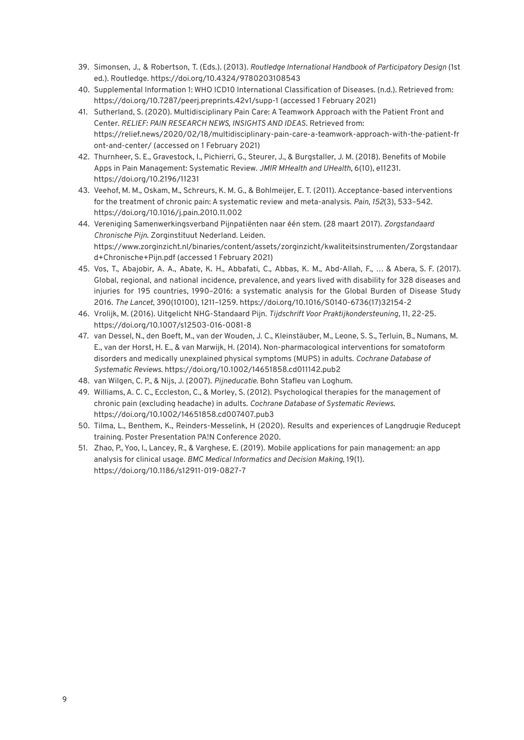39. Simonsen, J., & Robertson, T. (Eds.). (2013). *Routledge International Handbook of Participatory Design* (1st ed.). Routledge. https://doi.org/10.4324/9780203108543
40. Supplemental Information 1: WHO ICD10 International Classification of Diseases. (n.d.). Retrieved from: https://doi.org/10.7287/peerj.preprints.42v1/supp-1 (accessed 1 February 2021)
41. Sutherland, S. (2020). Multidisciplinary Pain Care: A Teamwork Approach with the Patient Front and Center. *RELIEF: PAIN RESEARCH NEWS, INSIGHTS AND IDEAS*. Retrieved from: https://relief.news/2020/02/18/multidisciplinary-pain-care-a-teamwork-approach-with-the-patient-front-and-center/ (accessed on 1 February 2021)
42. Thurnheer, S. E., Gravestock, I., Pichierri, G., Steurer, J., & Burgstaller, J. M. (2018). Benefits of Mobile Apps in Pain Management: Systematic Review. *JMIR MHealth and UHealth*, 6(10), e11231. https://doi.org/10.2196/11231
43. Veehof, M. M., Oskam, M., Schreurs, K. M. G., & Bohlmeijer, E. T. (2011). Acceptance-based interventions for the treatment of chronic pain: A systematic review and meta-analysis. *Pain, 152*(3), 533–542. https://doi.org/10.1016/j.pain.2010.11.002
44. Vereniging Samenwerkingsverband Pijnpatiënten naar één stem. (28 maart 2017). *Zorgstandaard Chronische Pijn*. Zorginstituut Nederland. Leiden. https://www.zorginzicht.nl/binaries/content/assets/zorginzicht/kwaliteitsinstrumenten/Zorgstandaard+Chronische+Pijn.pdf (accessed 1 February 2021)
45. Vos, T., Abajobir, A. A., Abate, K. H., Abbafati, C., Abbas, K. M., Abd-Allah, F., … & Abera, S. F. (2017). Global, regional, and national incidence, prevalence, and years lived with disability for 328 diseases and injuries for 195 countries, 1990–2016: a systematic analysis for the Global Burden of Disease Study 2016. *The Lancet*, 390(10100), 1211–1259. https://doi.org/10.1016/S0140-6736(17)32154-2
46. Vrolijk, M. (2016). Uitgelicht NHG-Standaard Pijn. *Tijdschrift Voor Praktijkondersteuning*, 11, 22-25. https://doi.org/10.1007/s12503-016-0081-8
47. van Dessel, N., den Boeft, M., van der Wouden, J. C., Kleinstäuber, M., Leone, S. S., Terluin, B., Numans, M. E., van der Horst, H. E., & van Marwijk, H. (2014). Non-pharmacological interventions for somatoform disorders and medically unexplained physical symptoms (MUPS) in adults. *Cochrane Database of Systematic Reviews*. https://doi.org/10.1002/14651858.cd011142.pub2
48. van Wilgen, C. P., & Nijs, J. (2007). *Pijneducatie*. Bohn Stafleu van Loghum.
49. Williams, A. C. C., Eccleston, C., & Morley, S. (2012). Psychological therapies for the management of chronic pain (excluding headache) in adults. *Cochrane Database of Systematic Reviews*. https://doi.org/10.1002/14651858.cd007407.pub3
50. Tilma, L., Benthem, K., Reinders-Messelink, H (2020). Results and experiences of Langdrugie Reducept training. Poster Presentation PA!N Conference 2020.
51. Zhao, P., Yoo, I., Lancey, R., & Varghese, E. (2019). Mobile applications for pain management: an app analysis for clinical usage. *BMC Medical Informatics and Decision Making*, 19(1). https://doi.org/10.1186/s12911-019-0827-7